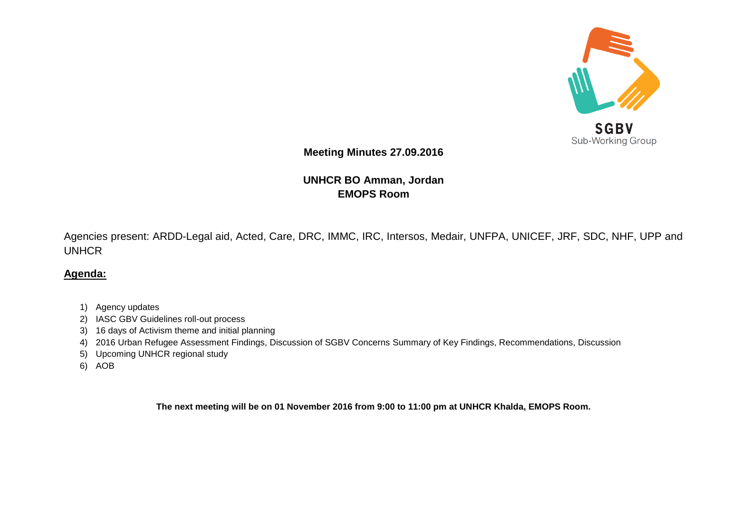SGBV
Sub-Working Group

**Meeting Minutes 27.09.2016**

**UNHCR BO Amman, Jordan**
**EMOPS Room**

Agencies present: ARDD-Legal aid, Acted, Care, DRC, IMMC, IRC, Intersos, Medair, UNFPA, UNICEF, JRF, SDC, NHF, UPP and UNHCR

## Agenda:

1) Agency updates
2) IASC GBV Guidelines roll-out process
3) 16 days of Activism theme and initial planning
4) 2016 Urban Refugee Assessment Findings, Discussion of SGBV Concerns Summary of Key Findings, Recommendations, Discussion
5) Upcoming UNHCR regional study
6) AOB

**The next meeting will be on 01 November 2016 from 9:00 to 11:00 pm at UNHCR Khalda, EMOPS Room.**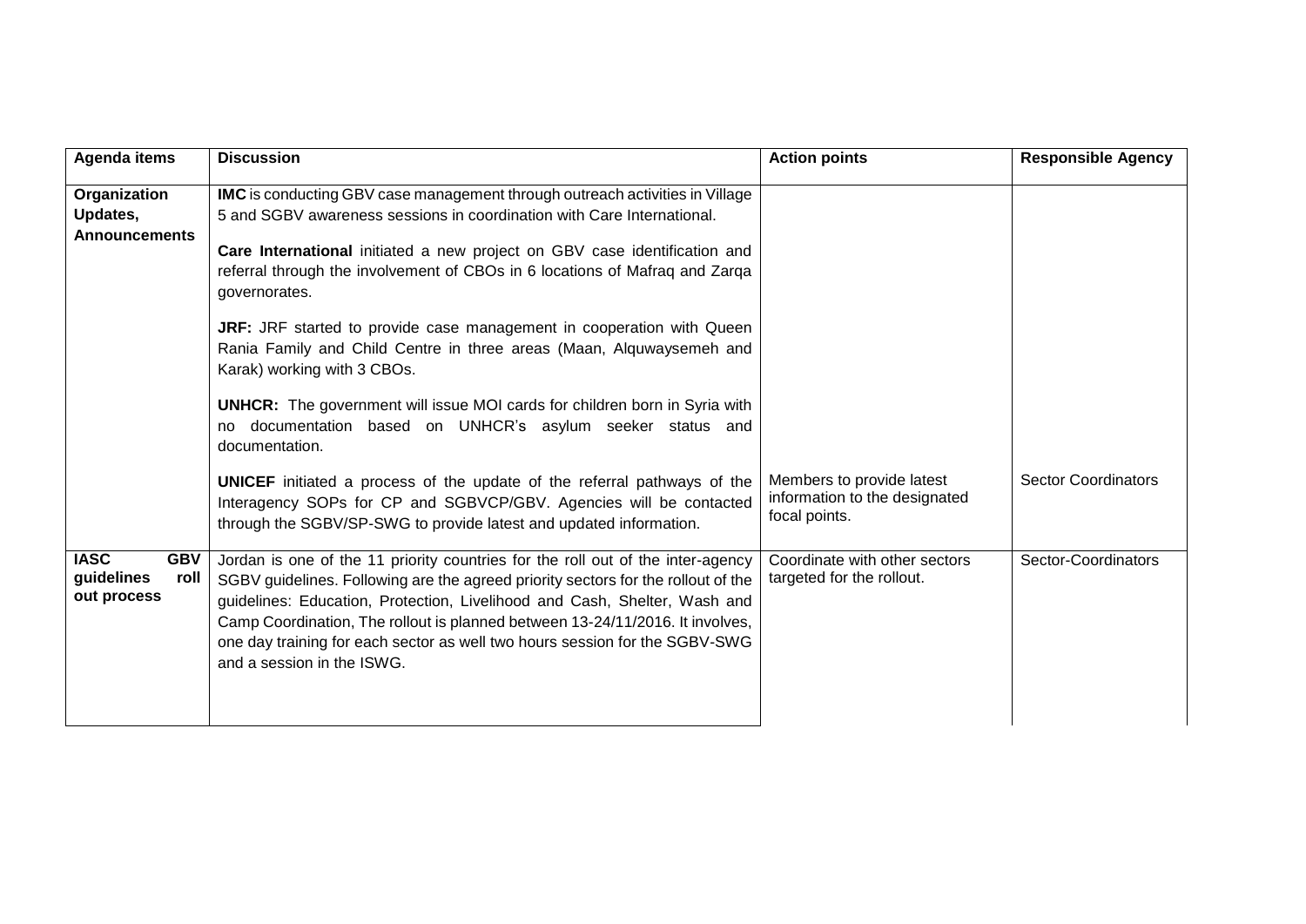| Agenda items | Discussion | Action points | Responsible Agency |
|---|---|---|---|
| **Organization Updates, Announcements** | **IMC** is conducting GBV case management through outreach activities in Village 5 and SGBV awareness sessions in coordination with Care International.<br><br>**Care International** initiated a new project on GBV case identification and referral through the involvement of CBOs in 6 locations of Mafraq and Zarqa governorates.<br><br>**JRF:** JRF started to provide case management in cooperation with Queen Rania Family and Child Centre in three areas (Maan, Alquwaysemeh and Karak) working with 3 CBOs.<br><br>**UNHCR:** The government will issue MOI cards for children born in Syria with no documentation based on UNHCR's asylum seeker status and documentation.<br><br>**UNICEF** initiated a process of the update of the referral pathways of the Interagency SOPs for CP and SGBVCP/GBV. Agencies will be contacted through the SGBV/SP-SWG to provide latest and updated information. | Members to provide latest information to the designated focal points. | Sector Coordinators |
| **IASC GBV guidelines roll out process** | Jordan is one of the 11 priority countries for the roll out of the inter-agency SGBV guidelines. Following are the agreed priority sectors for the rollout of the guidelines: Education, Protection, Livelihood and Cash, Shelter, Wash and Camp Coordination, The rollout is planned between 13-24/11/2016. It involves, one day training for each sector as well two hours session for the SGBV-SWG and a session in the ISWG. | Coordinate with other sectors targeted for the rollout. | Sector-Coordinators |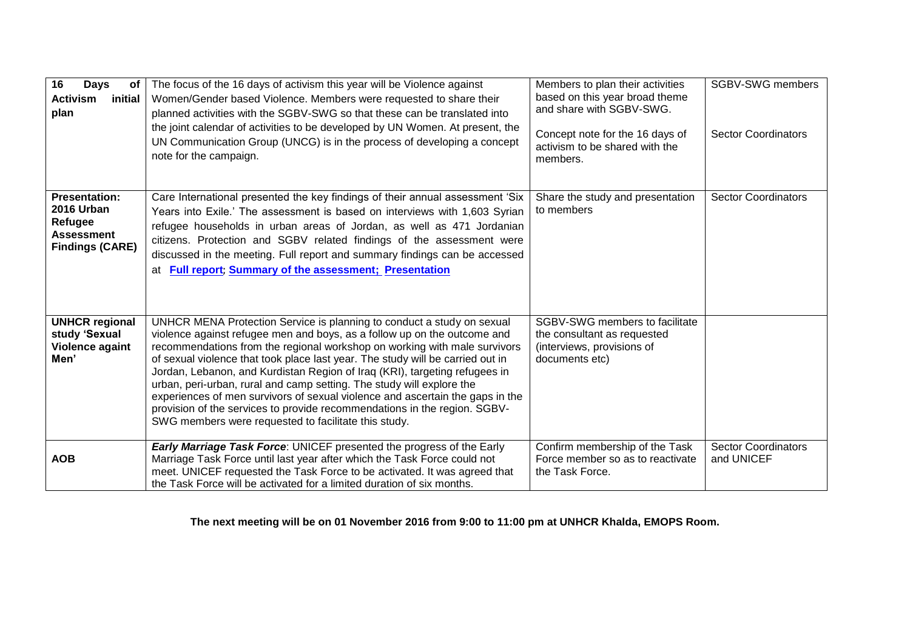| | | | |
|---|---|---|---|
| **16 Days of Activism initial plan** | The focus of the 16 days of activism this year will be Violence against Women/Gender based Violence. Members were requested to share their planned activities with the SGBV-SWG so that these can be translated into the joint calendar of activities to be developed by UN Women. At present, the UN Communication Group (UNCG) is in the process of developing a concept note for the campaign. | Members to plan their activities based on this year broad theme and share with SGBV-SWG.<br><br>Concept note for the 16 days of activism to be shared with the members. | SGBV-SWG members<br><br>Sector Coordinators |
| **Presentation: 2016 Urban Refugee Assessment Findings (CARE)** | Care International presented the key findings of their annual assessment 'Six Years into Exile.' The assessment is based on interviews with 1,603 Syrian refugee households in urban areas of Jordan, as well as 471 Jordanian citizens. Protection and SGBV related findings of the assessment were discussed in the meeting. Full report and summary findings can be accessed at **Full report**; **Summary of the assessment**; **Presentation** | Share the study and presentation to members | Sector Coordinators |
| **UNHCR regional study 'Sexual Violence againt Men'** | UNHCR MENA Protection Service is planning to conduct a study on sexual violence against refugee men and boys, as a follow up on the outcome and recommendations from the regional workshop on working with male survivors of sexual violence that took place last year. The study will be carried out in Jordan, Lebanon, and Kurdistan Region of Iraq (KRI), targeting refugees in urban, peri-urban, rural and camp setting. The study will explore the experiences of men survivors of sexual violence and ascertain the gaps in the provision of the services to provide recommendations in the region. SGBV-SWG members were requested to facilitate this study. | SGBV-SWG members to facilitate the consultant as requested (interviews, provisions of documents etc) | |
| **AOB** | ***Early Marriage Task Force***: UNICEF presented the progress of the Early Marriage Task Force until last year after which the Task Force could not meet. UNICEF requested the Task Force to be activated. It was agreed that the Task Force will be activated for a limited duration of six months. | Confirm membership of the Task Force member so as to reactivate the Task Force. | Sector Coordinators and UNICEF |

**The next meeting will be on 01 November 2016 from 9:00 to 11:00 pm at UNHCR Khalda, EMOPS Room.**